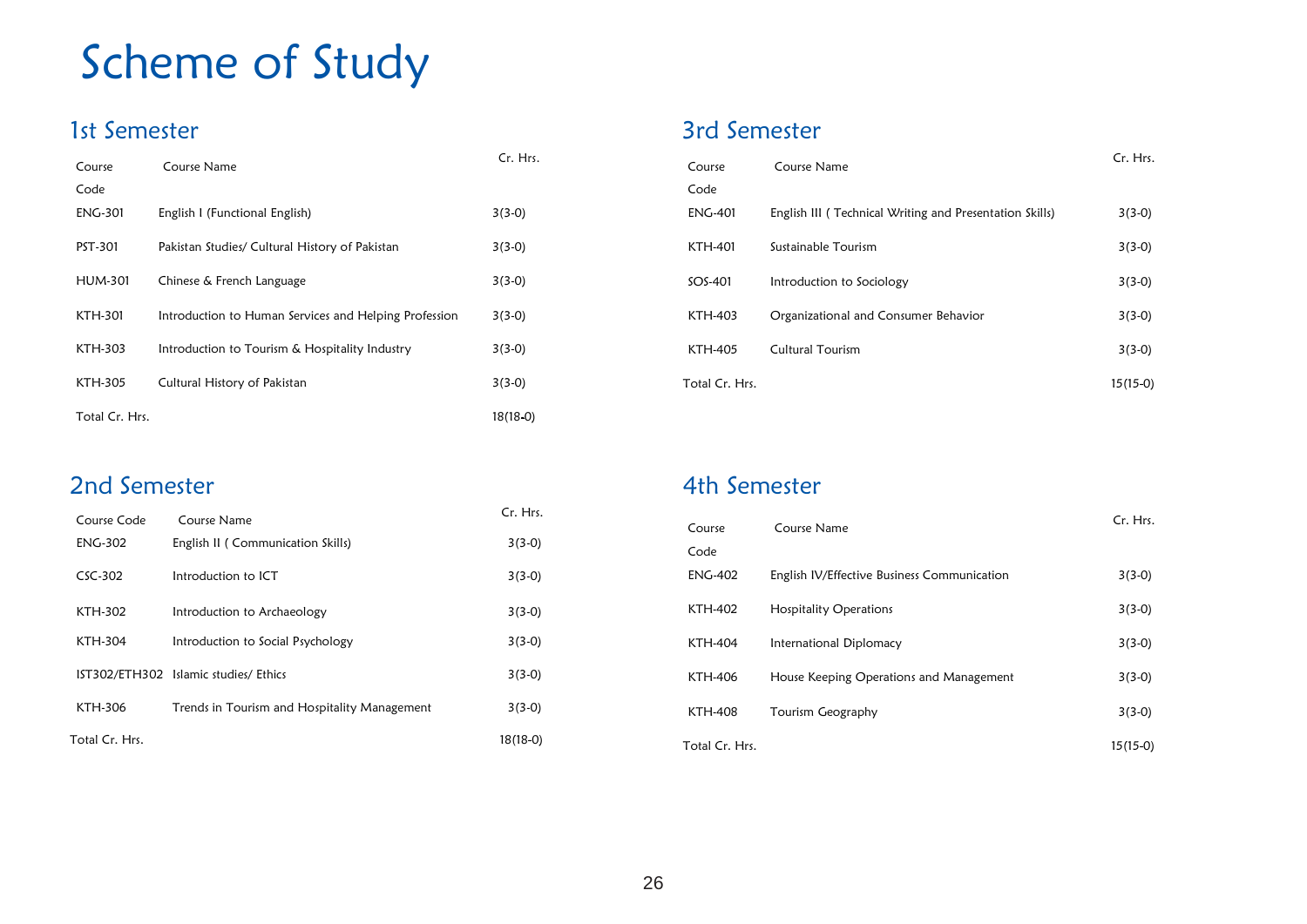# Scheme of Study

## 1st Semester

| Course Code | Course Name | Cr. Hrs. |
|---|---|---|
| ENG-301 | English I (Functional English) | 3(3-0) |
| PST-301 | Pakistan Studies/ Cultural History of Pakistan | 3(3-0) |
| HUM-301 | Chinese & French Language | 3(3-0) |
| KTH-301 | Introduction to Human Services and Helping Profession | 3(3-0) |
| KTH-303 | Introduction to Tourism & Hospitality Industry | 3(3-0) |
| KTH-305 | Cultural History of Pakistan | 3(3-0) |
| Total Cr. Hrs. | | 18(18-0) |

## 2nd Semester

| Course Code | Course Name | Cr. Hrs. |
|---|---|---|
| ENG-302 | English II ( Communication Skills) | 3(3-0) |
| CSC-302 | Introduction to ICT | 3(3-0) |
| KTH-302 | Introduction to Archaeology | 3(3-0) |
| KTH-304 | Introduction to Social Psychology | 3(3-0) |
| IST302/ETH302 | Islamic studies/ Ethics | 3(3-0) |
| KTH-306 | Trends in Tourism and Hospitality Management | 3(3-0) |
| Total Cr. Hrs. | | 18(18-0) |

## 3rd Semester

| Course Code | Course Name | Cr. Hrs. |
|---|---|---|
| ENG-401 | English III ( Technical Writing and Presentation Skills) | 3(3-0) |
| KTH-401 | Sustainable Tourism | 3(3-0) |
| SOS-401 | Introduction to Sociology | 3(3-0) |
| KTH-403 | Organizational and Consumer Behavior | 3(3-0) |
| KTH-405 | Cultural Tourism | 3(3-0) |
| Total Cr. Hrs. | | 15(15-0) |

## 4th Semester

| Course Code | Course Name | Cr. Hrs. |
|---|---|---|
| ENG-402 | English IV/Effective Business Communication | 3(3-0) |
| KTH-402 | Hospitality Operations | 3(3-0) |
| KTH-404 | International Diplomacy | 3(3-0) |
| KTH-406 | House Keeping Operations and Management | 3(3-0) |
| KTH-408 | Tourism Geography | 3(3-0) |
| Total Cr. Hrs. | | 15(15-0) |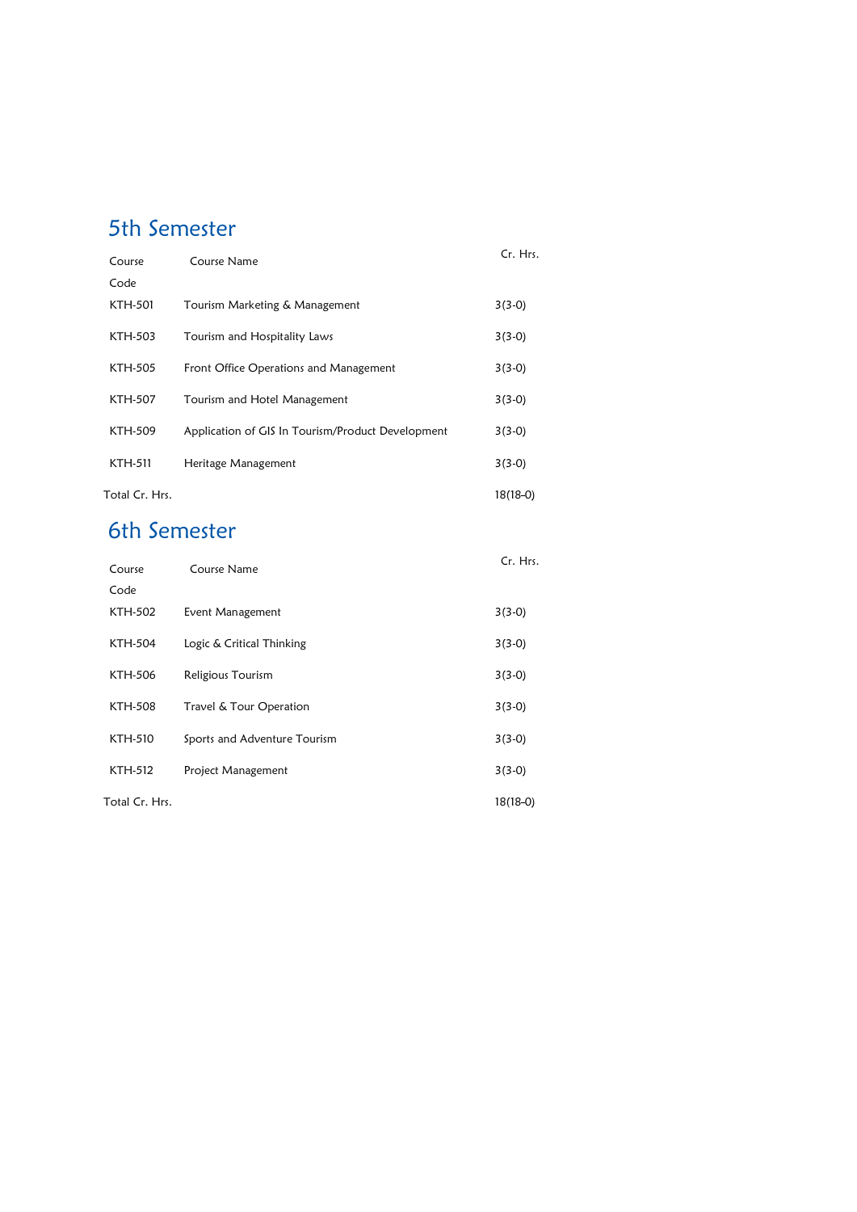# 5th Semester

| Course Code | Course Name | Cr. Hrs. |
|---|---|---|
| KTH-501 | Tourism Marketing & Management | 3(3-0) |
| KTH-503 | Tourism and Hospitality Laws | 3(3-0) |
| KTH-505 | Front Office Operations and Management | 3(3-0) |
| KTH-507 | Tourism and Hotel Management | 3(3-0) |
| KTH-509 | Application of GIS In Tourism/Product Development | 3(3-0) |
| KTH-511 | Heritage Management | 3(3-0) |
| Total Cr. Hrs. | | 18(18-0) |

# 6th Semester

| Course Code | Course Name | Cr. Hrs. |
|---|---|---|
| KTH-502 | Event Management | 3(3-0) |
| KTH-504 | Logic & Critical Thinking | 3(3-0) |
| KTH-506 | Religious Tourism | 3(3-0) |
| KTH-508 | Travel & Tour Operation | 3(3-0) |
| KTH-510 | Sports and Adventure Tourism | 3(3-0) |
| KTH-512 | Project Management | 3(3-0) |
| Total Cr. Hrs. | | 18(18-0) |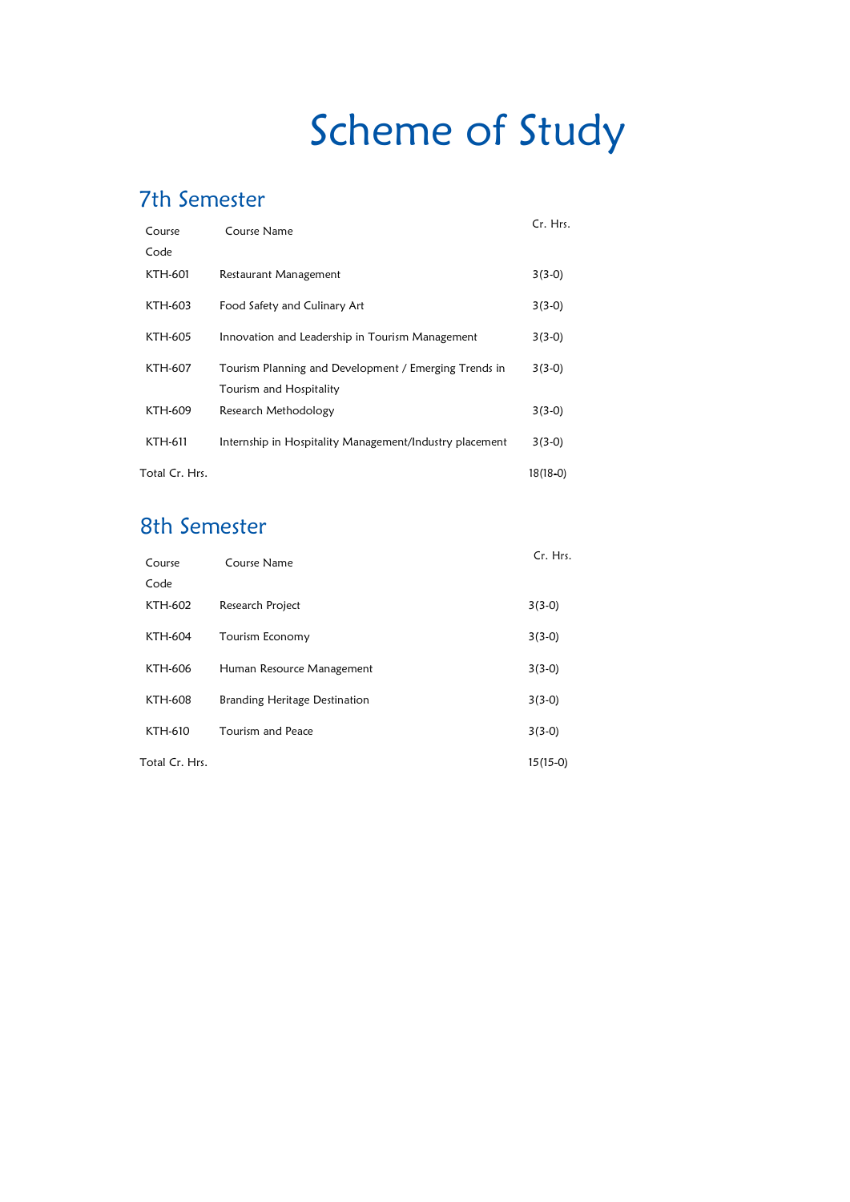# Scheme of Study

## 7th Semester

| Course Code | Course Name | Cr. Hrs. |
|---|---|---|
| KTH-601 | Restaurant Management | 3(3-0) |
| KTH-603 | Food Safety and Culinary Art | 3(3-0) |
| KTH-605 | Innovation and Leadership in Tourism Management | 3(3-0) |
| KTH-607 | Tourism Planning and Development / Emerging Trends in Tourism and Hospitality | 3(3-0) |
| KTH-609 | Research Methodology | 3(3-0) |
| KTH-611 | Internship in Hospitality Management/Industry placement | 3(3-0) |
| Total Cr. Hrs. | | 18(18-0) |

## 8th Semester

| Course Code | Course Name | Cr. Hrs. |
|---|---|---|
| KTH-602 | Research Project | 3(3-0) |
| KTH-604 | Tourism Economy | 3(3-0) |
| KTH-606 | Human Resource Management | 3(3-0) |
| KTH-608 | Branding Heritage Destination | 3(3-0) |
| KTH-610 | Tourism and Peace | 3(3-0) |
| Total Cr. Hrs. | | 15(15-0) |